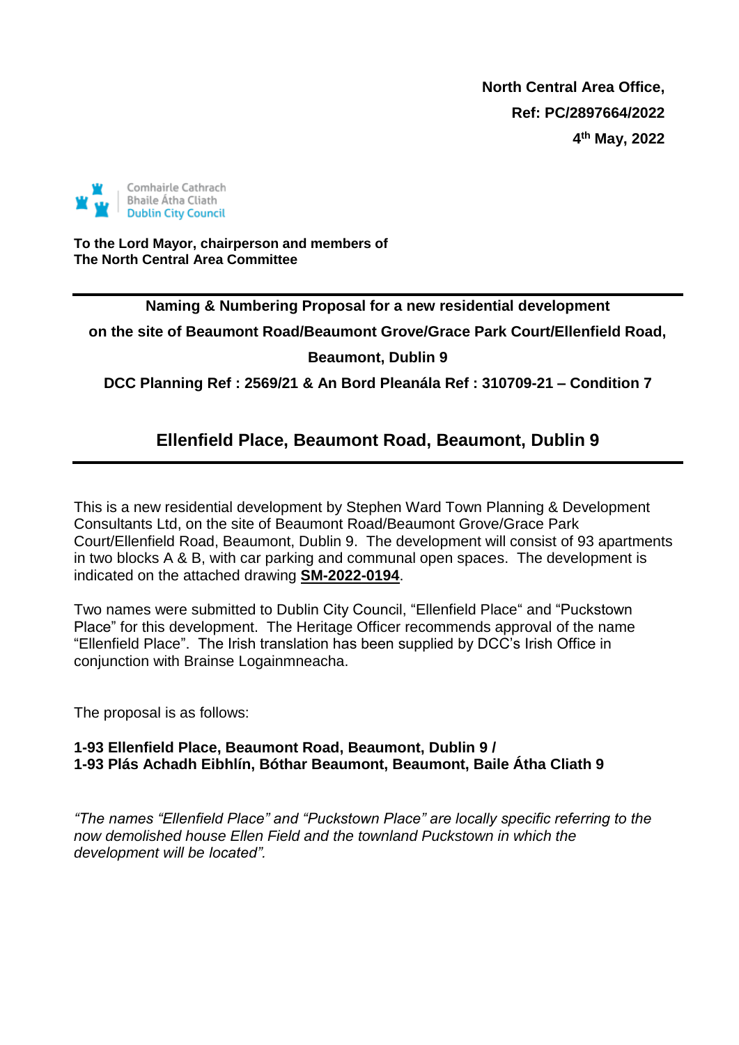**North Central Area Office,**
**Ref: PC/2897664/2022**
**4th May, 2022**

Comhairle Cathrach Bhaile Átha Cliath
Dublin City Council

**To the Lord Mayor, chairperson and members of**
**The North Central Area Committee**

---

**Naming & Numbering Proposal for a new residential development on the site of Beaumont Road/Beaumont Grove/Grace Park Court/Ellenfield Road, Beaumont, Dublin 9**

**DCC Planning Ref : 2569/21 & An Bord Pleanála Ref : 310709-21 – Condition 7**

## Ellenfield Place, Beaumont Road, Beaumont, Dublin 9

---

This is a new residential development by Stephen Ward Town Planning & Development Consultants Ltd, on the site of Beaumont Road/Beaumont Grove/Grace Park Court/Ellenfield Road, Beaumont, Dublin 9. The development will consist of 93 apartments in two blocks A & B, with car parking and communal open spaces. The development is indicated on the attached drawing **SM-2022-0194**.

Two names were submitted to Dublin City Council, "Ellenfield Place" and "Puckstown Place" for this development. The Heritage Officer recommends approval of the name "Ellenfield Place". The Irish translation has been supplied by DCC's Irish Office in conjunction with Brainse Logainmneacha.

The proposal is as follows:

**1-93 Ellenfield Place, Beaumont Road, Beaumont, Dublin 9 /**
**1-93 Plás Achadh Eibhlín, Bóthar Beaumont, Beaumont, Baile Átha Cliath 9**

*"The names "Ellenfield Place" and "Puckstown Place" are locally specific referring to the now demolished house Ellen Field and the townland Puckstown in which the development will be located".*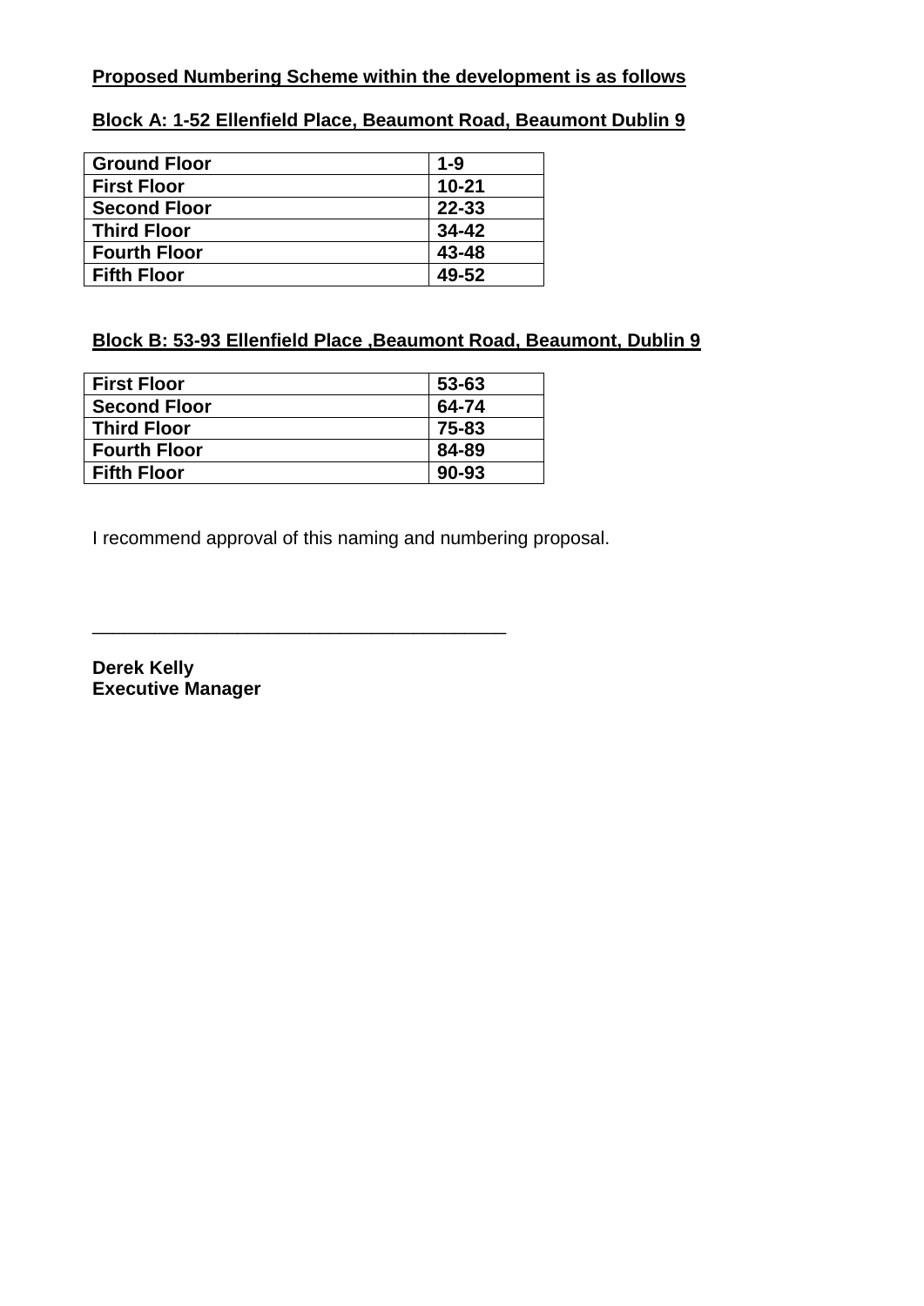**Proposed Numbering Scheme within the development is as follows**

**Block A: 1-52 Ellenfield Place, Beaumont Road, Beaumont Dublin 9**

| | |
|---|---|
| **Ground Floor** | **1-9** |
| **First Floor** | **10-21** |
| **Second Floor** | **22-33** |
| **Third Floor** | **34-42** |
| **Fourth Floor** | **43-48** |
| **Fifth Floor** | **49-52** |

**Block B: 53-93 Ellenfield Place ,Beaumont Road, Beaumont, Dublin 9**

| | |
|---|---|
| **First Floor** | **53-63** |
| **Second Floor** | **64-74** |
| **Third Floor** | **75-83** |
| **Fourth Floor** | **84-89** |
| **Fifth Floor** | **90-93** |

I recommend approval of this naming and numbering proposal.

\_\_\_\_\_\_\_\_\_\_\_\_\_\_\_\_\_\_\_\_\_\_\_\_\_\_\_\_\_\_\_\_\_\_\_\_\_\_\_\_

**Derek Kelly**
**Executive Manager**